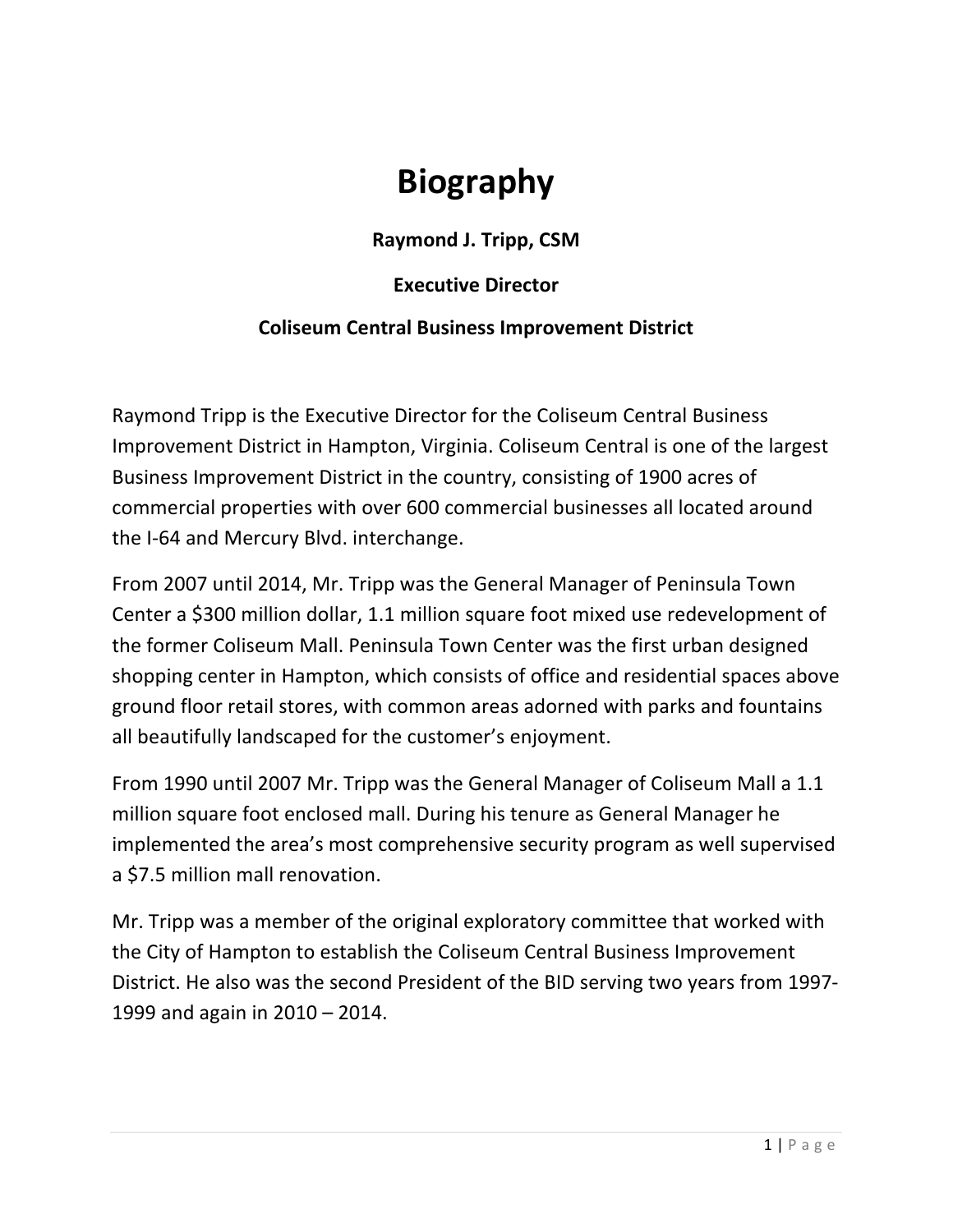# Biography

**Raymond J. Tripp, CSM**

**Executive Director**

**Coliseum Central Business Improvement District**

Raymond Tripp is the Executive Director for the Coliseum Central Business Improvement District in Hampton, Virginia. Coliseum Central is one of the largest Business Improvement District in the country, consisting of 1900 acres of commercial properties with over 600 commercial businesses all located around the I-64 and Mercury Blvd. interchange.

From 2007 until 2014, Mr. Tripp was the General Manager of Peninsula Town Center a $300 million dollar, 1.1 million square foot mixed use redevelopment of the former Coliseum Mall. Peninsula Town Center was the first urban designed shopping center in Hampton, which consists of office and residential spaces above ground floor retail stores, with common areas adorned with parks and fountains all beautifully landscaped for the customer's enjoyment.

From 1990 until 2007 Mr. Tripp was the General Manager of Coliseum Mall a 1.1 million square foot enclosed mall. During his tenure as General Manager he implemented the area's most comprehensive security program as well supervised a $7.5 million mall renovation.

Mr. Tripp was a member of the original exploratory committee that worked with the City of Hampton to establish the Coliseum Central Business Improvement District. He also was the second President of the BID serving two years from 1997-1999 and again in 2010 – 2014.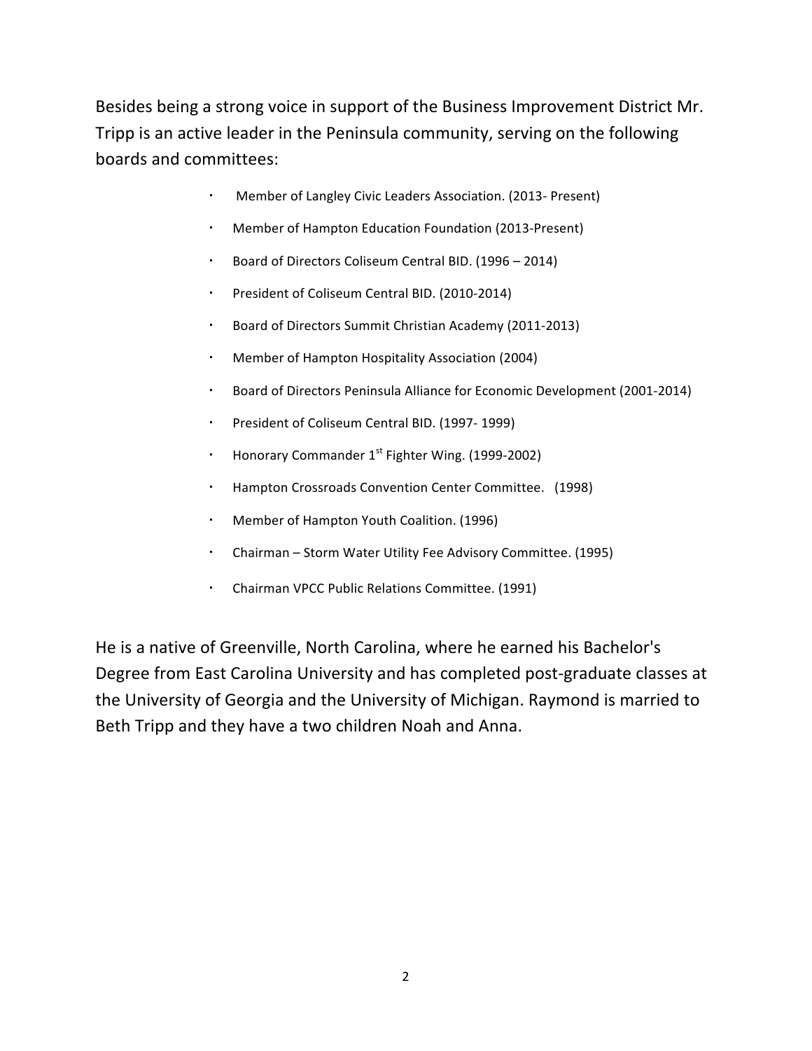Besides being a strong voice in support of the Business Improvement District Mr. Tripp is an active leader in the Peninsula community, serving on the following boards and committees:

- Member of Langley Civic Leaders Association. (2013- Present)
- Member of Hampton Education Foundation (2013-Present)
- Board of Directors Coliseum Central BID. (1996 – 2014)
- President of Coliseum Central BID. (2010-2014)
- Board of Directors Summit Christian Academy (2011-2013)
- Member of Hampton Hospitality Association (2004)
- Board of Directors Peninsula Alliance for Economic Development (2001-2014)
- President of Coliseum Central BID. (1997- 1999)
- Honorary Commander 1st Fighter Wing. (1999-2002)
- Hampton Crossroads Convention Center Committee. (1998)
- Member of Hampton Youth Coalition. (1996)
- Chairman – Storm Water Utility Fee Advisory Committee. (1995)
- Chairman VPCC Public Relations Committee. (1991)

He is a native of Greenville, North Carolina, where he earned his Bachelor's Degree from East Carolina University and has completed post-graduate classes at the University of Georgia and the University of Michigan. Raymond is married to Beth Tripp and they have a two children Noah and Anna.